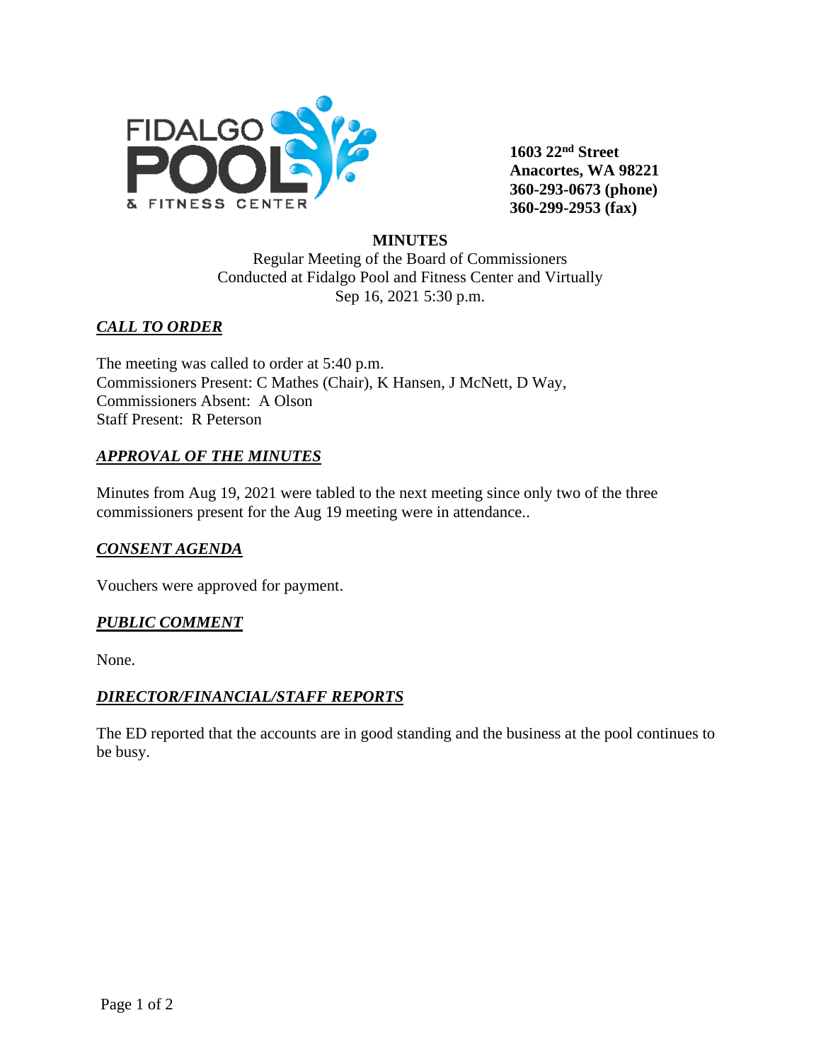FIDALGO POOL & FITNESS CENTER

**1603 22nd Street**
**Anacortes, WA 98221**
**360-293-0673 (phone)**
**360-299-2953 (fax)**

**MINUTES**

Regular Meeting of the Board of Commissioners
Conducted at Fidalgo Pool and Fitness Center and Virtually
Sep 16, 2021 5:30 p.m.

## ***CALL TO ORDER***

The meeting was called to order at 5:40 p.m.
Commissioners Present: C Mathes (Chair), K Hansen, J McNett, D Way,
Commissioners Absent: A Olson
Staff Present: R Peterson

## ***APPROVAL OF THE MINUTES***

Minutes from Aug 19, 2021 were tabled to the next meeting since only two of the three commissioners present for the Aug 19 meeting were in attendance..

## ***CONSENT AGENDA***

Vouchers were approved for payment.

## ***PUBLIC COMMENT***

None.

## ***DIRECTOR/FINANCIAL/STAFF REPORTS***

The ED reported that the accounts are in good standing and the business at the pool continues to be busy.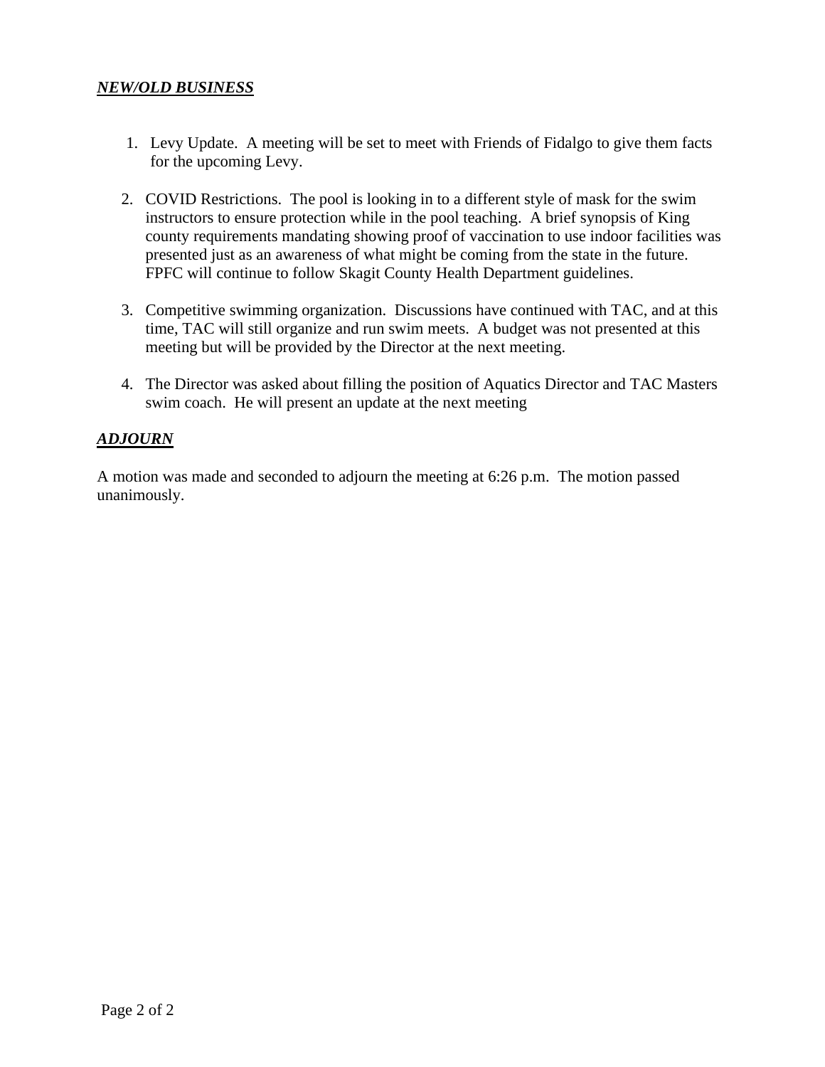***NEW/OLD BUSINESS***

1. Levy Update. A meeting will be set to meet with Friends of Fidalgo to give them facts for the upcoming Levy.

2. COVID Restrictions. The pool is looking in to a different style of mask for the swim instructors to ensure protection while in the pool teaching. A brief synopsis of King county requirements mandating showing proof of vaccination to use indoor facilities was presented just as an awareness of what might be coming from the state in the future. FPFC will continue to follow Skagit County Health Department guidelines.

3. Competitive swimming organization. Discussions have continued with TAC, and at this time, TAC will still organize and run swim meets. A budget was not presented at this meeting but will be provided by the Director at the next meeting.

4. The Director was asked about filling the position of Aquatics Director and TAC Masters swim coach. He will present an update at the next meeting

***ADJOURN***

A motion was made and seconded to adjourn the meeting at 6:26 p.m. The motion passed unanimously.